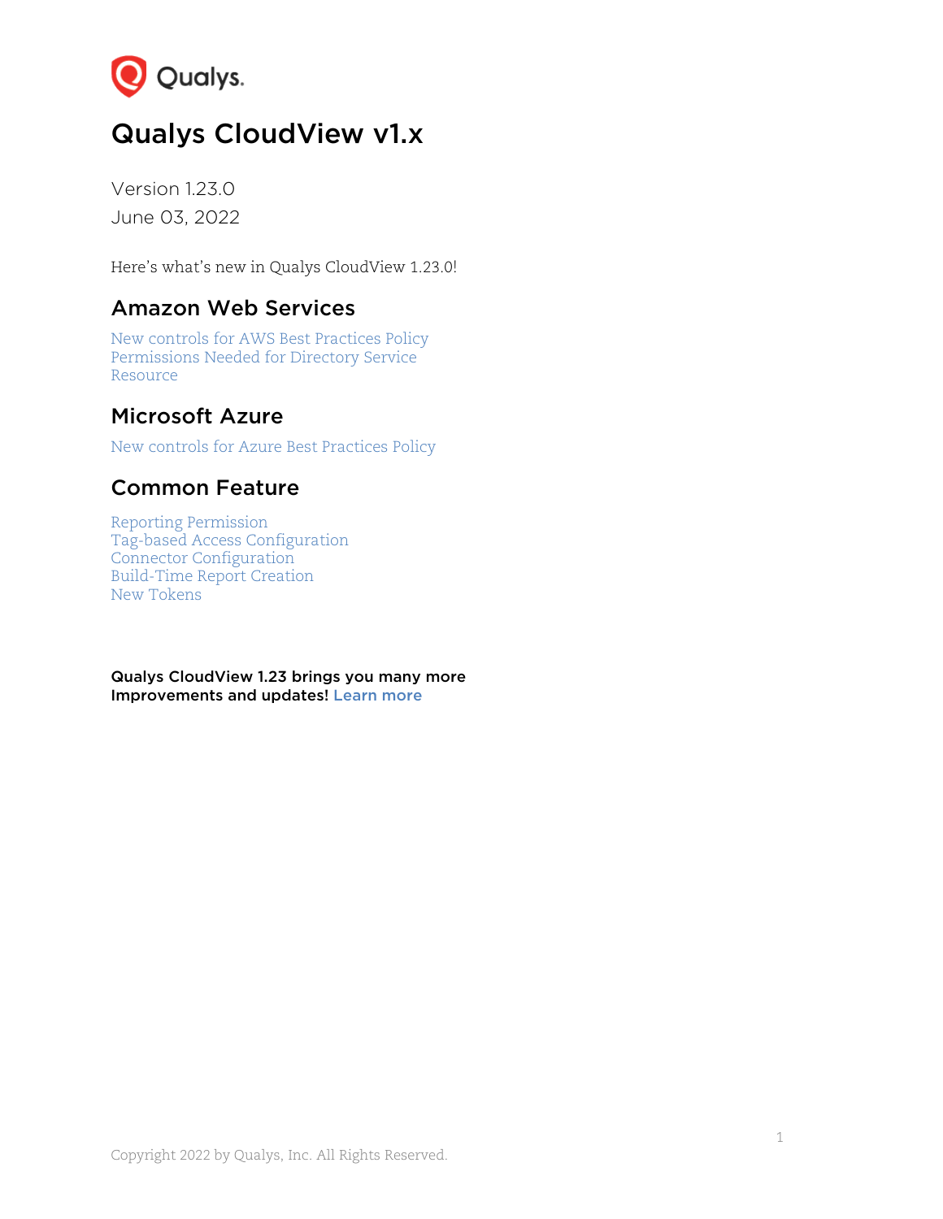# Qualys CloudView v1.x

Version 1.23.0

June 03, 2022

Here's what's new in Qualys CloudView 1.23.0!

## Amazon Web Services

New controls for AWS Best Practices Policy
Permissions Needed for Directory Service Resource

## Microsoft Azure

New controls for Azure Best Practices Policy

## Common Feature

Reporting Permission
Tag-based Access Configuration
Connector Configuration
Build-Time Report Creation
New Tokens

**Qualys CloudView 1.23 brings you many more Improvements and updates! Learn more**

Copyright 2022 by Qualys, Inc. All Rights Reserved.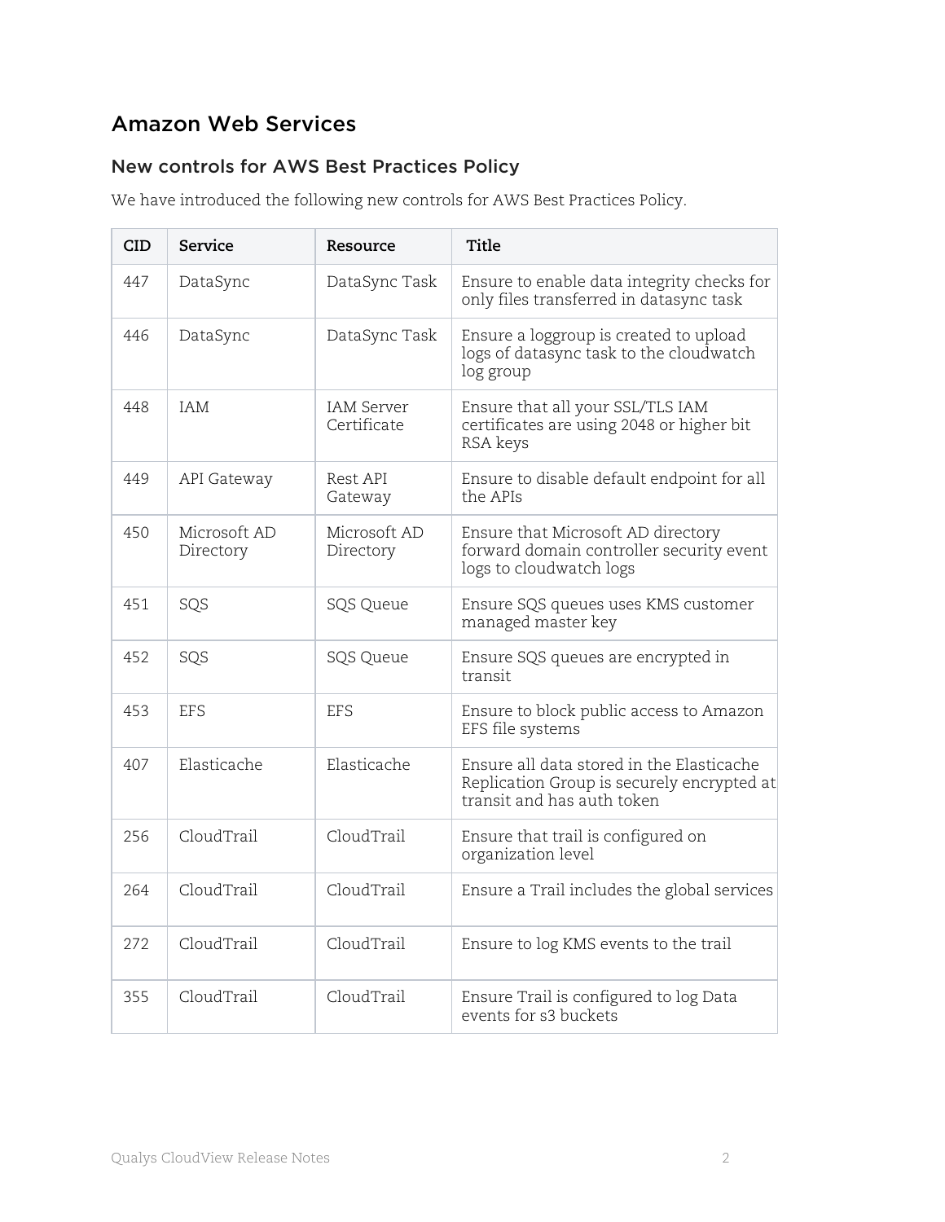# Amazon Web Services

## New controls for AWS Best Practices Policy

We have introduced the following new controls for AWS Best Practices Policy.

| CID | Service | Resource | Title |
|---|---|---|---|
| 447 | DataSync | DataSync Task | Ensure to enable data integrity checks for only files transferred in datasync task |
| 446 | DataSync | DataSync Task | Ensure a loggroup is created to upload logs of datasync task to the cloudwatch log group |
| 448 | IAM | IAM Server Certificate | Ensure that all your SSL/TLS IAM certificates are using 2048 or higher bit RSA keys |
| 449 | API Gateway | Rest API Gateway | Ensure to disable default endpoint for all the APIs |
| 450 | Microsoft AD Directory | Microsoft AD Directory | Ensure that Microsoft AD directory forward domain controller security event logs to cloudwatch logs |
| 451 | SQS | SQS Queue | Ensure SQS queues uses KMS customer managed master key |
| 452 | SQS | SQS Queue | Ensure SQS queues are encrypted in transit |
| 453 | EFS | EFS | Ensure to block public access to Amazon EFS file systems |
| 407 | Elasticache | Elasticache | Ensure all data stored in the Elasticache Replication Group is securely encrypted at transit and has auth token |
| 256 | CloudTrail | CloudTrail | Ensure that trail is configured on organization level |
| 264 | CloudTrail | CloudTrail | Ensure a Trail includes the global services |
| 272 | CloudTrail | CloudTrail | Ensure to log KMS events to the trail |
| 355 | CloudTrail | CloudTrail | Ensure Trail is configured to log Data events for s3 buckets |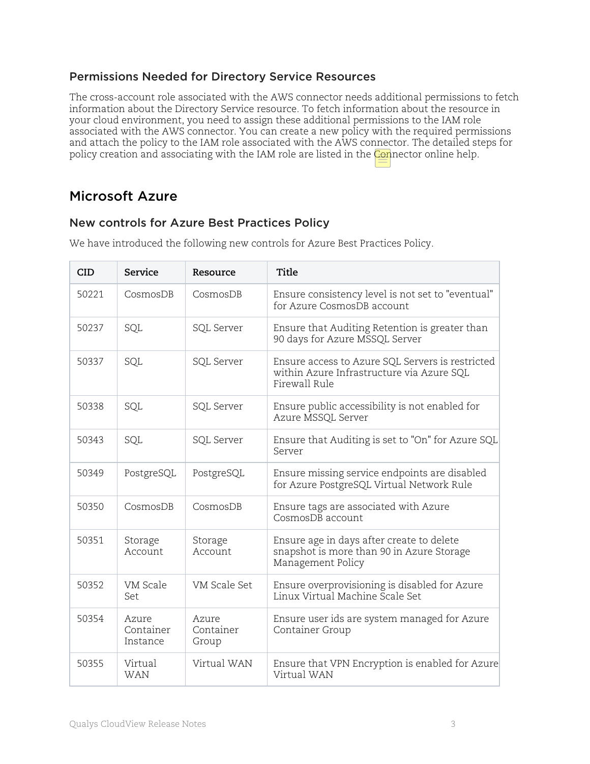### Permissions Needed for Directory Service Resources

The cross-account role associated with the AWS connector needs additional permissions to fetch information about the Directory Service resource. To fetch information about the resource in your cloud environment, you need to assign these additional permissions to the IAM role associated with the AWS connector. You can create a new policy with the required permissions and attach the policy to the IAM role associated with the AWS connector. The detailed steps for policy creation and associating with the IAM role are listed in the Connector online help.

## Microsoft Azure

### New controls for Azure Best Practices Policy

We have introduced the following new controls for Azure Best Practices Policy.

| CID | Service | Resource | Title |
|---|---|---|---|
| 50221 | CosmosDB | CosmosDB | Ensure consistency level is not set to "eventual" for Azure CosmosDB account |
| 50237 | SQL | SQL Server | Ensure that Auditing Retention is greater than 90 days for Azure MSSQL Server |
| 50337 | SQL | SQL Server | Ensure access to Azure SQL Servers is restricted within Azure Infrastructure via Azure SQL Firewall Rule |
| 50338 | SQL | SQL Server | Ensure public accessibility is not enabled for Azure MSSQL Server |
| 50343 | SQL | SQL Server | Ensure that Auditing is set to "On" for Azure SQL Server |
| 50349 | PostgreSQL | PostgreSQL | Ensure missing service endpoints are disabled for Azure PostgreSQL Virtual Network Rule |
| 50350 | CosmosDB | CosmosDB | Ensure tags are associated with Azure CosmosDB account |
| 50351 | Storage Account | Storage Account | Ensure age in days after create to delete snapshot is more than 90 in Azure Storage Management Policy |
| 50352 | VM Scale Set | VM Scale Set | Ensure overprovisioning is disabled for Azure Linux Virtual Machine Scale Set |
| 50354 | Azure Container Instance | Azure Container Group | Ensure user ids are system managed for Azure Container Group |
| 50355 | Virtual WAN | Virtual WAN | Ensure that VPN Encryption is enabled for Azure Virtual WAN |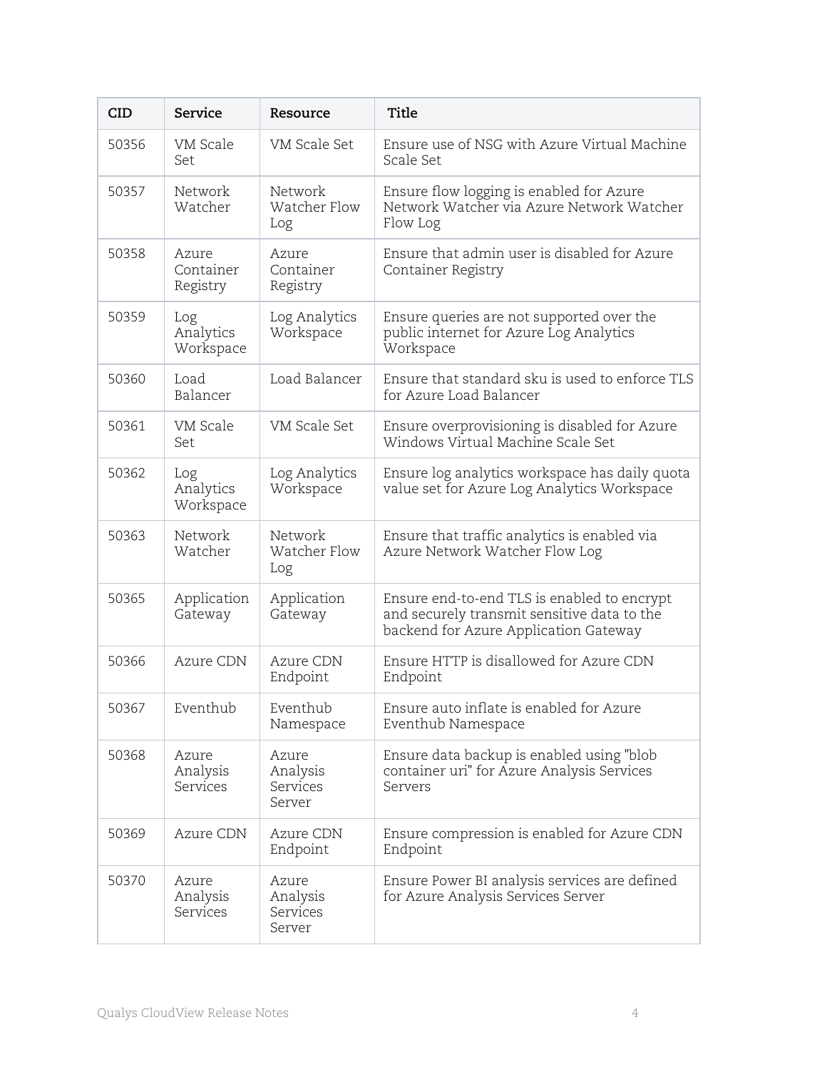| CID | Service | Resource | Title |
|---|---|---|---|
| 50356 | VM Scale Set | VM Scale Set | Ensure use of NSG with Azure Virtual Machine Scale Set |
| 50357 | Network Watcher | Network Watcher Flow Log | Ensure flow logging is enabled for Azure Network Watcher via Azure Network Watcher Flow Log |
| 50358 | Azure Container Registry | Azure Container Registry | Ensure that admin user is disabled for Azure Container Registry |
| 50359 | Log Analytics Workspace | Log Analytics Workspace | Ensure queries are not supported over the public internet for Azure Log Analytics Workspace |
| 50360 | Load Balancer | Load Balancer | Ensure that standard sku is used to enforce TLS for Azure Load Balancer |
| 50361 | VM Scale Set | VM Scale Set | Ensure overprovisioning is disabled for Azure Windows Virtual Machine Scale Set |
| 50362 | Log Analytics Workspace | Log Analytics Workspace | Ensure log analytics workspace has daily quota value set for Azure Log Analytics Workspace |
| 50363 | Network Watcher | Network Watcher Flow Log | Ensure that traffic analytics is enabled via Azure Network Watcher Flow Log |
| 50365 | Application Gateway | Application Gateway | Ensure end-to-end TLS is enabled to encrypt and securely transmit sensitive data to the backend for Azure Application Gateway |
| 50366 | Azure CDN | Azure CDN Endpoint | Ensure HTTP is disallowed for Azure CDN Endpoint |
| 50367 | Eventhub | Eventhub Namespace | Ensure auto inflate is enabled for Azure Eventhub Namespace |
| 50368 | Azure Analysis Services | Azure Analysis Services Server | Ensure data backup is enabled using "blob container uri" for Azure Analysis Services Servers |
| 50369 | Azure CDN | Azure CDN Endpoint | Ensure compression is enabled for Azure CDN Endpoint |
| 50370 | Azure Analysis Services | Azure Analysis Services Server | Ensure Power BI analysis services are defined for Azure Analysis Services Server |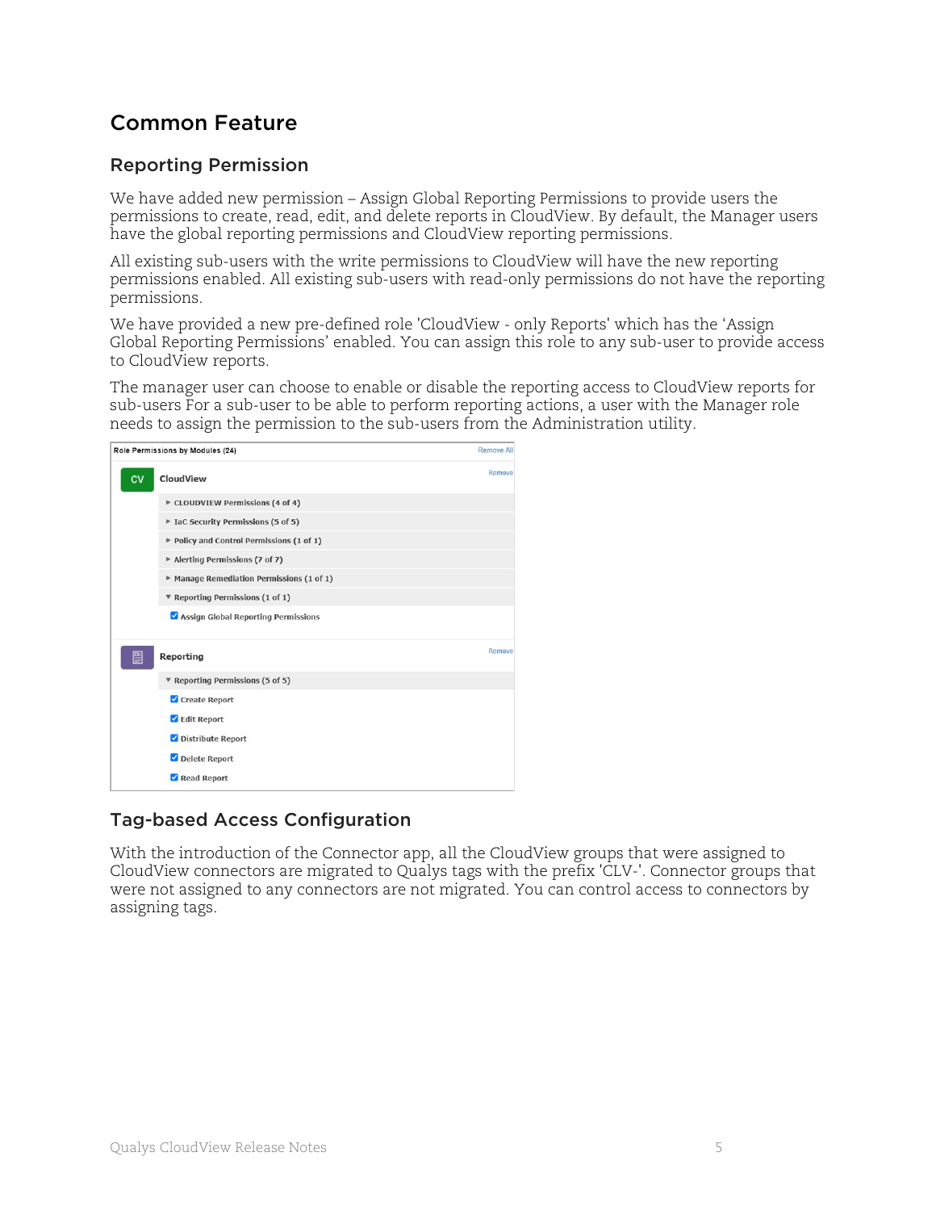# Common Feature

## Reporting Permission

We have added new permission – Assign Global Reporting Permissions to provide users the permissions to create, read, edit, and delete reports in CloudView. By default, the Manager users have the global reporting permissions and CloudView reporting permissions.

All existing sub-users with the write permissions to CloudView will have the new reporting permissions enabled. All existing sub-users with read-only permissions do not have the reporting permissions.

We have provided a new pre-defined role 'CloudView - only Reports' which has the 'Assign Global Reporting Permissions' enabled. You can assign this role to any sub-user to provide access to CloudView reports.

The manager user can choose to enable or disable the reporting access to CloudView reports for sub-users For a sub-user to be able to perform reporting actions, a user with the Manager role needs to assign the permission to the sub-users from the Administration utility.

## Tag-based Access Configuration

With the introduction of the Connector app, all the CloudView groups that were assigned to CloudView connectors are migrated to Qualys tags with the prefix 'CLV-'. Connector groups that were not assigned to any connectors are not migrated. You can control access to connectors by assigning tags.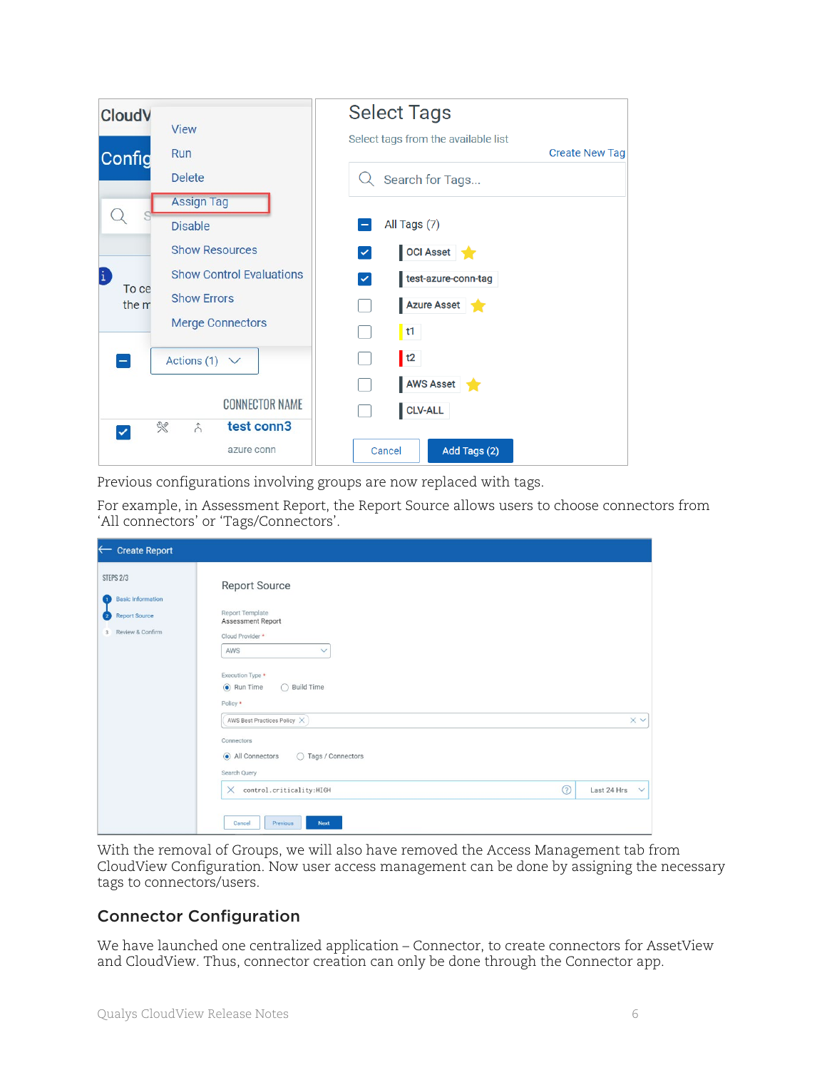Previous configurations involving groups are now replaced with tags.

For example, in Assessment Report, the Report Source allows users to choose connectors from ‘All connectors’ or ‘Tags/Connectors’.

With the removal of Groups, we will also have removed the Access Management tab from CloudView Configuration. Now user access management can be done by assigning the necessary tags to connectors/users.

## Connector Configuration

We have launched one centralized application – Connector, to create connectors for AssetView and CloudView. Thus, connector creation can only be done through the Connector app.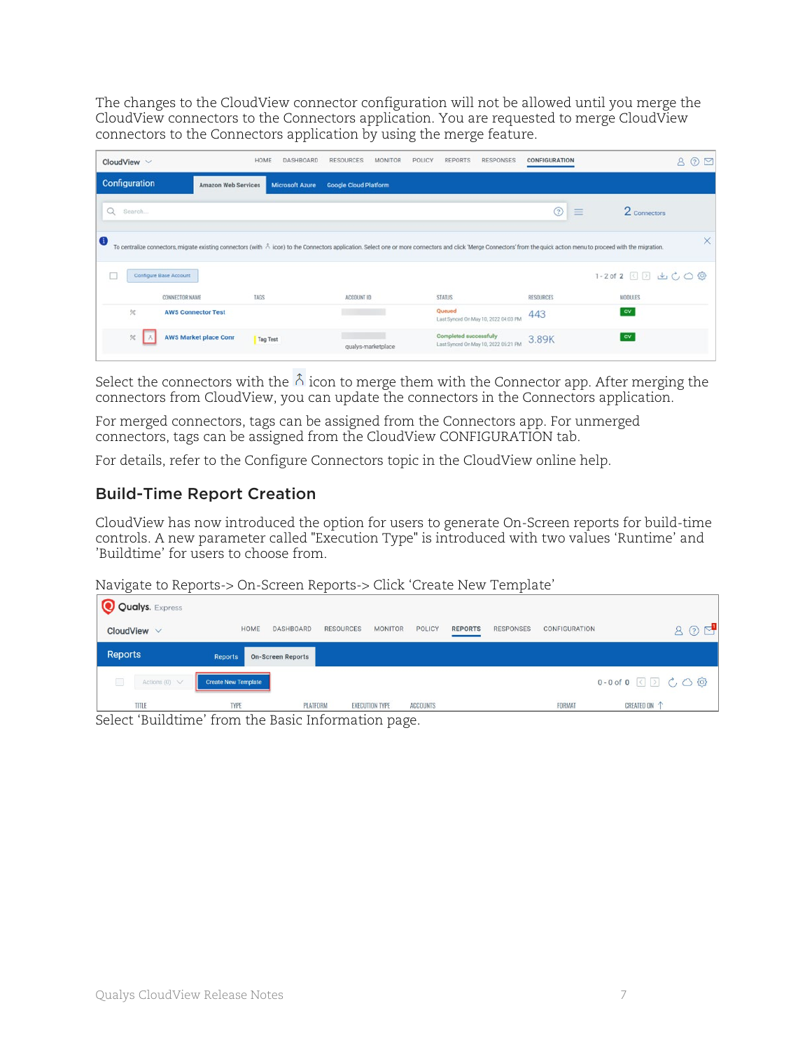The changes to the CloudView connector configuration will not be allowed until you merge the CloudView connectors to the Connectors application. You are requested to merge CloudView connectors to the Connectors application by using the merge feature.

Select the connectors with the icon to merge them with the Connector app. After merging the connectors from CloudView, you can update the connectors in the Connectors application.

For merged connectors, tags can be assigned from the Connectors app. For unmerged connectors, tags can be assigned from the CloudView CONFIGURATION tab.

For details, refer to the Configure Connectors topic in the CloudView online help.

## Build-Time Report Creation

CloudView has now introduced the option for users to generate On-Screen reports for build-time controls. A new parameter called "Execution Type" is introduced with two values 'Runtime' and 'Buildtime' for users to choose from.

Navigate to Reports-> On-Screen Reports-> Click 'Create New Template'

Select 'Buildtime' from the Basic Information page.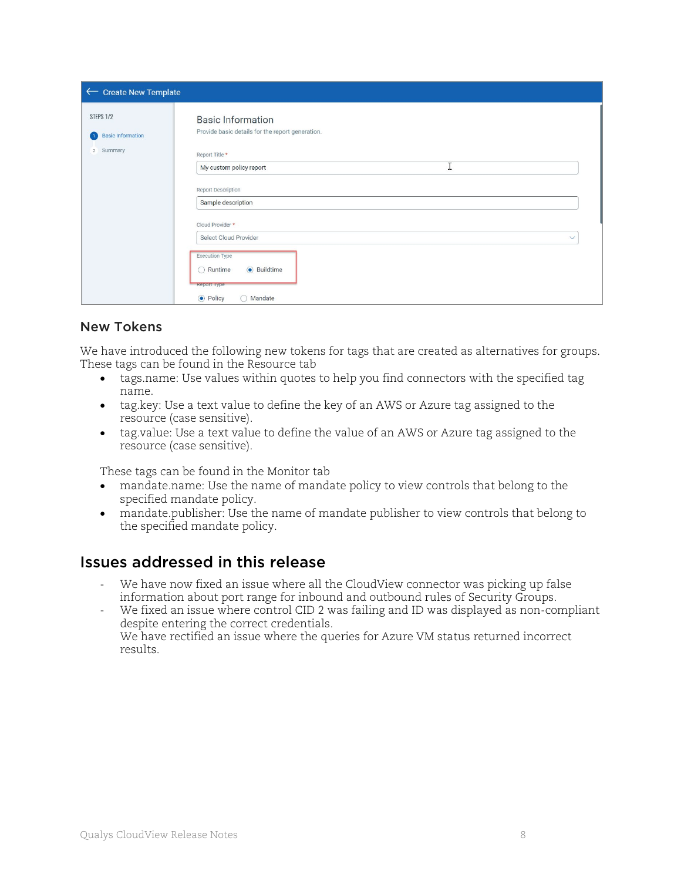## New Tokens

We have introduced the following new tokens for tags that are created as alternatives for groups. These tags can be found in the Resource tab

- tags.name: Use values within quotes to help you find connectors with the specified tag name.
- tag.key: Use a text value to define the key of an AWS or Azure tag assigned to the resource (case sensitive).
- tag.value: Use a text value to define the value of an AWS or Azure tag assigned to the resource (case sensitive).

These tags can be found in the Monitor tab

- mandate.name: Use the name of mandate policy to view controls that belong to the specified mandate policy.
- mandate.publisher: Use the name of mandate publisher to view controls that belong to the specified mandate policy.

## Issues addressed in this release

- We have now fixed an issue where all the CloudView connector was picking up false information about port range for inbound and outbound rules of Security Groups.
- We fixed an issue where control CID 2 was failing and ID was displayed as non-compliant despite entering the correct credentials.
  We have rectified an issue where the queries for Azure VM status returned incorrect results.